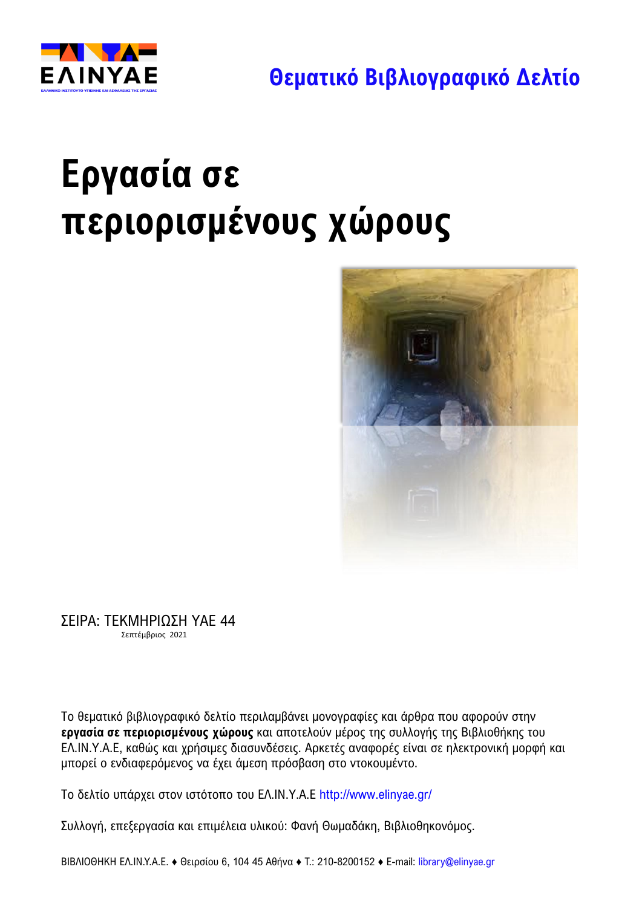ΕΛΙΝΥΑΕ

ΕΛΛΗΝΙΚΟ ΙΝΣΤΙΤΟΥΤΟ ΥΓΙΕΙΝΗΣ ΚΑΙ ΑΣΦΑΛΕΙΑΣ ΤΗΣ ΕΡΓΑΣΙΑΣ

## Θεματικό Βιβλιογραφικό Δελτίο

# Εργασία σε περιορισμένους χώρους

ΣΕΙΡΑ: ΤΕΚΜΗΡΙΩΣΗ ΥΑΕ 44

Σεπτέμβριος 2021

Το θεματικό βιβλιογραφικό δελτίο περιλαμβάνει μονογραφίες και άρθρα που αφορούν στην **εργασία σε περιορισμένους χώρους** και αποτελούν μέρος της συλλογής της Βιβλιοθήκης του ΕΛ.ΙΝ.Υ.Α.Ε, καθώς και χρήσιμες διασυνδέσεις. Αρκετές αναφορές είναι σε ηλεκτρονική μορφή και μπορεί ο ενδιαφερόμενος να έχει άμεση πρόσβαση στο ντοκουμέντο.

Το δελτίο υπάρχει στον ιστότοπο του ΕΛ.ΙΝ.Υ.Α.Ε http://www.elinyae.gr/

Συλλογή, επεξεργασία και επιμέλεια υλικού: Φανή Θωμαδάκη, Βιβλιοθηκονόμος.

ΒΙΒΛΙΟΘΗΚΗ ΕΛ.ΙΝ.Υ.Α.Ε. ♦ Θειρσίου 6, 104 45 Αθήνα ♦ Τ.: 210-8200152 ♦ E-mail: library@elinyae.gr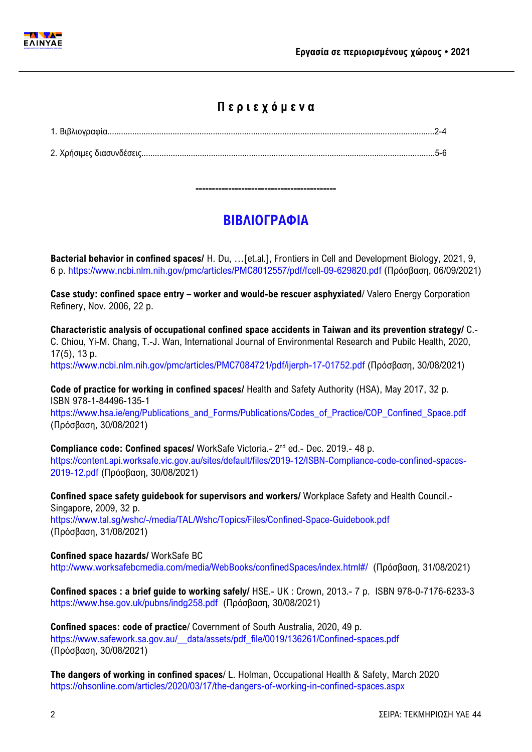## Π ε ρ ι ε χ ό μ ε ν α

1. Βιβλιογραφία....................................................................................................................................................2-4

2. Χρήσιμες διασυνδέσεις.......................................................................................................................................5-6

------------------------------------------

## ΒΙΒΛΙΟΓΡΑΦΙΑ

**Bacterial behavior in confined spaces/** H. Du, …[et.al.], Frontiers in Cell and Development Biology, 2021, 9, 6 p. https://www.ncbi.nlm.nih.gov/pmc/articles/PMC8012557/pdf/fcell-09-629820.pdf (Πρόσβαση, 06/09/2021)

**Case study: confined space entry – worker and would-be rescuer asphyxiated**/ Valero Energy Corporation Refinery, Nov. 2006, 22 p.

**Characteristic analysis of occupational confined space accidents in Taiwan and its prevention strategy/** C.-C. Chiou, Yi-M. Chang, T.-J. Wan, International Journal of Environmental Research and Pubilc Health, 2020, 17(5), 13 p.
https://www.ncbi.nlm.nih.gov/pmc/articles/PMC7084721/pdf/ijerph-17-01752.pdf (Πρόσβαση, 30/08/2021)

**Code of practice for working in confined spaces/** Health and Safety Authority (HSA), May 2017, 32 p. ISBN 978-1-84496-135-1
https://www.hsa.ie/eng/Publications_and_Forms/Publications/Codes_of_Practice/COP_Confined_Space.pdf (Πρόσβαση, 30/08/2021)

**Compliance code: Confined spaces/** WorkSafe Victoria.- 2nd ed.- Dec. 2019.- 48 p.
https://content.api.worksafe.vic.gov.au/sites/default/files/2019-12/ISBN-Compliance-code-confined-spaces-2019-12.pdf (Πρόσβαση, 30/08/2021)

**Confined space safety guidebook for supervisors and workers/** Workplace Safety and Health Council.- Singapore, 2009, 32 p.
https://www.tal.sg/wshc/-/media/TAL/Wshc/Topics/Files/Confined-Space-Guidebook.pdf (Πρόσβαση, 31/08/2021)

**Confined space hazards/** WorkSafe BC
http://www.worksafebcmedia.com/media/WebBooks/confinedSpaces/index.html#/ (Πρόσβαση, 31/08/2021)

**Confined spaces : a brief guide to working safely/** HSE.- UK : Crown, 2013.- 7 p. ISBN 978-0-7176-6233-3
https://www.hse.gov.uk/pubns/indg258.pdf (Πρόσβαση, 30/08/2021)

**Confined spaces: code of practice**/ Covernment of South Australia, 2020, 49 p.
https://www.safework.sa.gov.au/__data/assets/pdf_file/0019/136261/Confined-spaces.pdf (Πρόσβαση, 30/08/2021)

**The dangers of working in confined spaces**/ L. Holman, Occupational Health & Safety, March 2020
https://ohsonline.com/articles/2020/03/17/the-dangers-of-working-in-confined-spaces.aspx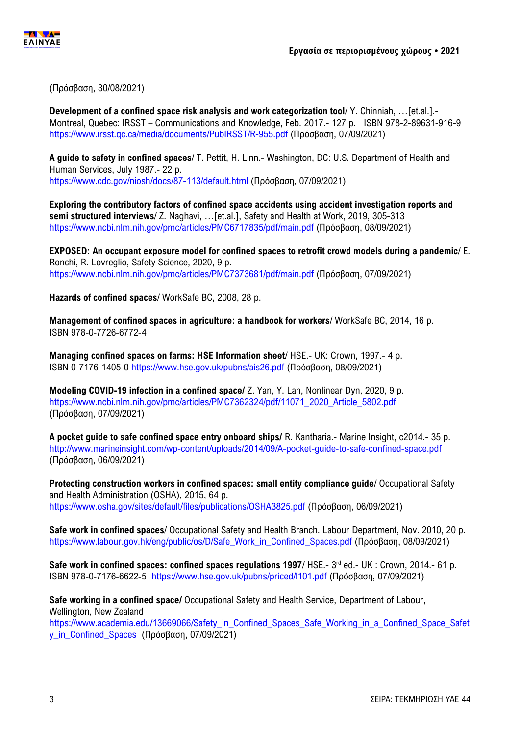(Πρόσβαση, 30/08/2021)

**Development of a confined space risk analysis and work categorization tool**/ Y. Chinniah, …[et.al.].- Montreal, Quebec: IRSST – Communications and Knowledge, Feb. 2017.- 127 p.   ISBN 978-2-89631-916-9 https://www.irsst.qc.ca/media/documents/PubIRSST/R-955.pdf (Πρόσβαση, 07/09/2021)

**A guide to safety in confined spaces**/ T. Pettit, H. Linn.- Washington, DC: U.S. Department of Health and Human Services, July 1987.- 22 p.
https://www.cdc.gov/niosh/docs/87-113/default.html (Πρόσβαση, 07/09/2021)

**Exploring the contributory factors of confined space accidents using accident investigation reports and semi structured interviews**/ Z. Naghavi, …[et.al.], Safety and Health at Work, 2019, 305-313
https://www.ncbi.nlm.nih.gov/pmc/articles/PMC6717835/pdf/main.pdf (Πρόσβαση, 08/09/2021)

**EXPOSED: An occupant exposure model for confined spaces to retrofit crowd models during a pandemic**/ E. Ronchi, R. Lovreglio, Safety Science, 2020, 9 p.
https://www.ncbi.nlm.nih.gov/pmc/articles/PMC7373681/pdf/main.pdf (Πρόσβαση, 07/09/2021)

**Hazards of confined spaces**/ WorkSafe BC, 2008, 28 p.

**Management of confined spaces in agriculture: a handbook for workers**/ WorkSafe BC, 2014, 16 p.
ISBN 978-0-7726-6772-4

**Managing confined spaces on farms: HSE Information sheet**/ HSE.- UK: Crown, 1997.- 4 p.
ISBN 0-7176-1405-0 https://www.hse.gov.uk/pubns/ais26.pdf (Πρόσβαση, 08/09/2021)

**Modeling COVID-19 infection in a confined space/** Z. Yan, Y. Lan, Nonlinear Dyn, 2020, 9 p.
https://www.ncbi.nlm.nih.gov/pmc/articles/PMC7362324/pdf/11071_2020_Article_5802.pdf (Πρόσβαση, 07/09/2021)

**A pocket guide to safe confined space entry onboard ships/** R. Kantharia.- Marine Insight, c2014.- 35 p.
http://www.marineinsight.com/wp-content/uploads/2014/09/A-pocket-guide-to-safe-confined-space.pdf (Πρόσβαση, 06/09/2021)

**Protecting construction workers in confined spaces: small entity compliance guide**/ Occupational Safety and Health Administration (OSHA), 2015, 64 p.
https://www.osha.gov/sites/default/files/publications/OSHA3825.pdf (Πρόσβαση, 06/09/2021)

**Safe work in confined spaces**/ Occupational Safety and Health Branch. Labour Department, Nov. 2010, 20 p.
https://www.labour.gov.hk/eng/public/os/D/Safe_Work_in_Confined_Spaces.pdf (Πρόσβαση, 08/09/2021)

**Safe work in confined spaces: confined spaces regulations 1997**/ HSE.- 3rd ed.- UK : Crown, 2014.- 61 p.
ISBN 978-0-7176-6622-5 https://www.hse.gov.uk/pubns/priced/l101.pdf (Πρόσβαση, 07/09/2021)

**Safe working in a confined space/** Occupational Safety and Health Service, Department of Labour, Wellington, New Zealand
https://www.academia.edu/13669066/Safety_in_Confined_Spaces_Safe_Working_in_a_Confined_Space_Safety_in_Confined_Spaces (Πρόσβαση, 07/09/2021)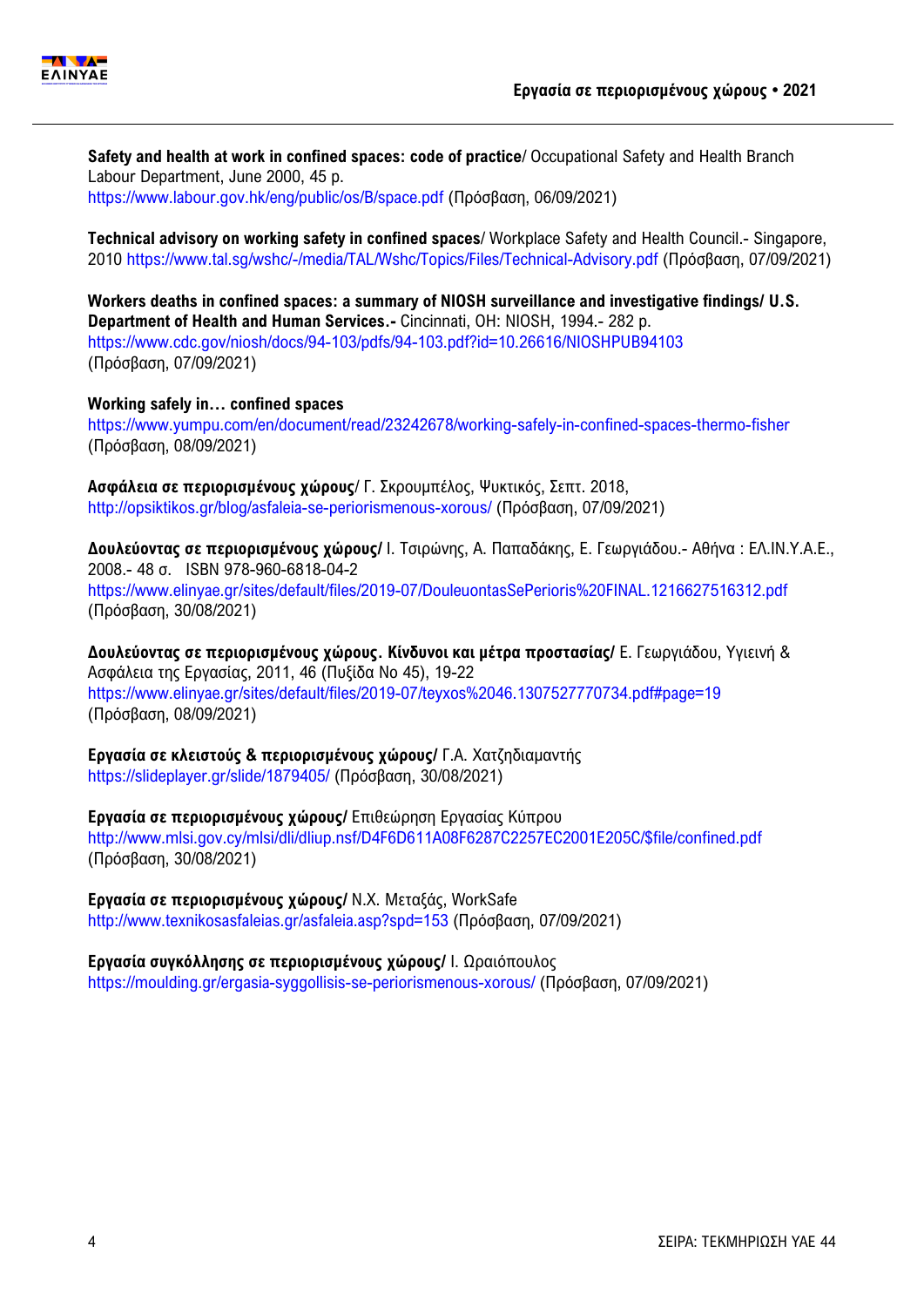**Safety and health at work in confined spaces: code of practice**/ Occupational Safety and Health Branch Labour Department, June 2000, 45 p.
https://www.labour.gov.hk/eng/public/os/B/space.pdf (Πρόσβαση, 06/09/2021)

**Technical advisory on working safety in confined spaces**/ Workplace Safety and Health Council.- Singapore, 2010 https://www.tal.sg/wshc/-/media/TAL/Wshc/Topics/Files/Technical-Advisory.pdf (Πρόσβαση, 07/09/2021)

**Workers deaths in confined spaces: a summary of NIOSH surveillance and investigative findings/ U.S. Department of Health and Human Services.-** Cincinnati, OH: NIOSH, 1994.- 282 p.
https://www.cdc.gov/niosh/docs/94-103/pdfs/94-103.pdf?id=10.26616/NIOSHPUB94103
(Πρόσβαση, 07/09/2021)

**Working safely in… confined spaces**
https://www.yumpu.com/en/document/read/23242678/working-safely-in-confined-spaces-thermo-fisher
(Πρόσβαση, 08/09/2021)

**Ασφάλεια σε περιορισμένους χώρους**/ Γ. Σκρουμπέλος, Ψυκτικός, Σεπτ. 2018,
http://opsiktikos.gr/blog/asfaleia-se-periorismenous-xorous/ (Πρόσβαση, 07/09/2021)

**Δουλεύοντας σε περιορισμένους χώρους/** Ι. Τσιρώνης, Α. Παπαδάκης, Ε. Γεωργιάδου.- Αθήνα : ΕΛ.ΙΝ.Υ.Α.Ε., 2008.- 48 σ.   ISBN 978-960-6818-04-2
https://www.elinyae.gr/sites/default/files/2019-07/DouleuontasSePerioris%20FINAL.1216627516312.pdf
(Πρόσβαση, 30/08/2021)

**Δουλεύοντας σε περιορισμένους χώρους. Κίνδυνοι και μέτρα προστασίας/** Ε. Γεωργιάδου, Υγιεινή & Ασφάλεια της Εργασίας, 2011, 46 (Πυξίδα Νο 45), 19-22
https://www.elinyae.gr/sites/default/files/2019-07/teyxos%2046.1307527770734.pdf#page=19
(Πρόσβαση, 08/09/2021)

**Εργασία σε κλειστούς & περιορισμένους χώρους/** Γ.Α. Χατζηδιαμαντής
https://slideplayer.gr/slide/1879405/ (Πρόσβαση, 30/08/2021)

**Εργασία σε περιορισμένους χώρους/** Επιθεώρηση Εργασίας Κύπρου
http://www.mlsi.gov.cy/mlsi/dli/dliup.nsf/D4F6D611A08F6287C2257EC2001E205C/$file/confined.pdf
(Πρόσβαση, 30/08/2021)

**Εργασία σε περιορισμένους χώρους/** Ν.Χ. Μεταξάς, WorkSafe
http://www.texnikosasfaleias.gr/asfaleia.asp?spd=153 (Πρόσβαση, 07/09/2021)

**Εργασία συγκόλλησης σε περιορισμένους χώρους/** Ι. Ωραιόπουλος
https://moulding.gr/ergasia-syggollisis-se-periorismenous-xorous/ (Πρόσβαση, 07/09/2021)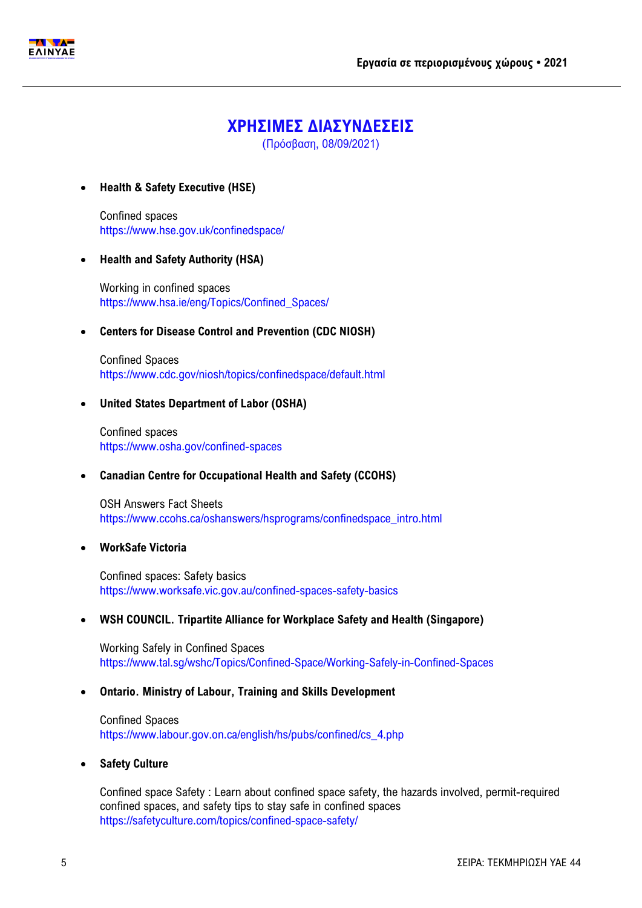# ΧΡΗΣΙΜΕΣ ΔΙΑΣΥΝΔΕΣΕΙΣ

(Πρόσβαση, 08/09/2021)

- **Health & Safety Executive (HSE)**

  Confined spaces
  https://www.hse.gov.uk/confinedspace/

- **Health and Safety Authority (HSA)**

  Working in confined spaces
  https://www.hsa.ie/eng/Topics/Confined_Spaces/

- **Centers for Disease Control and Prevention (CDC NIOSH)**

  Confined Spaces
  https://www.cdc.gov/niosh/topics/confinedspace/default.html

- **United States Department of Labor (OSHA)**

  Confined spaces
  https://www.osha.gov/confined-spaces

- **Canadian Centre for Occupational Health and Safety (CCOHS)**

  OSH Answers Fact Sheets
  https://www.ccohs.ca/oshanswers/hsprograms/confinedspace_intro.html

- **WorkSafe Victoria**

  Confined spaces: Safety basics
  https://www.worksafe.vic.gov.au/confined-spaces-safety-basics

- **WSH COUNCIL. Tripartite Alliance for Workplace Safety and Health (Singapore)**

  Working Safely in Confined Spaces
  https://www.tal.sg/wshc/Topics/Confined-Space/Working-Safely-in-Confined-Spaces

- **Ontario. Ministry of Labour, Training and Skills Development**

  Confined Spaces
  https://www.labour.gov.on.ca/english/hs/pubs/confined/cs_4.php

- **Safety Culture**

  Confined space Safety : Learn about confined space safety, the hazards involved, permit-required confined spaces, and safety tips to stay safe in confined spaces
  https://safetyculture.com/topics/confined-space-safety/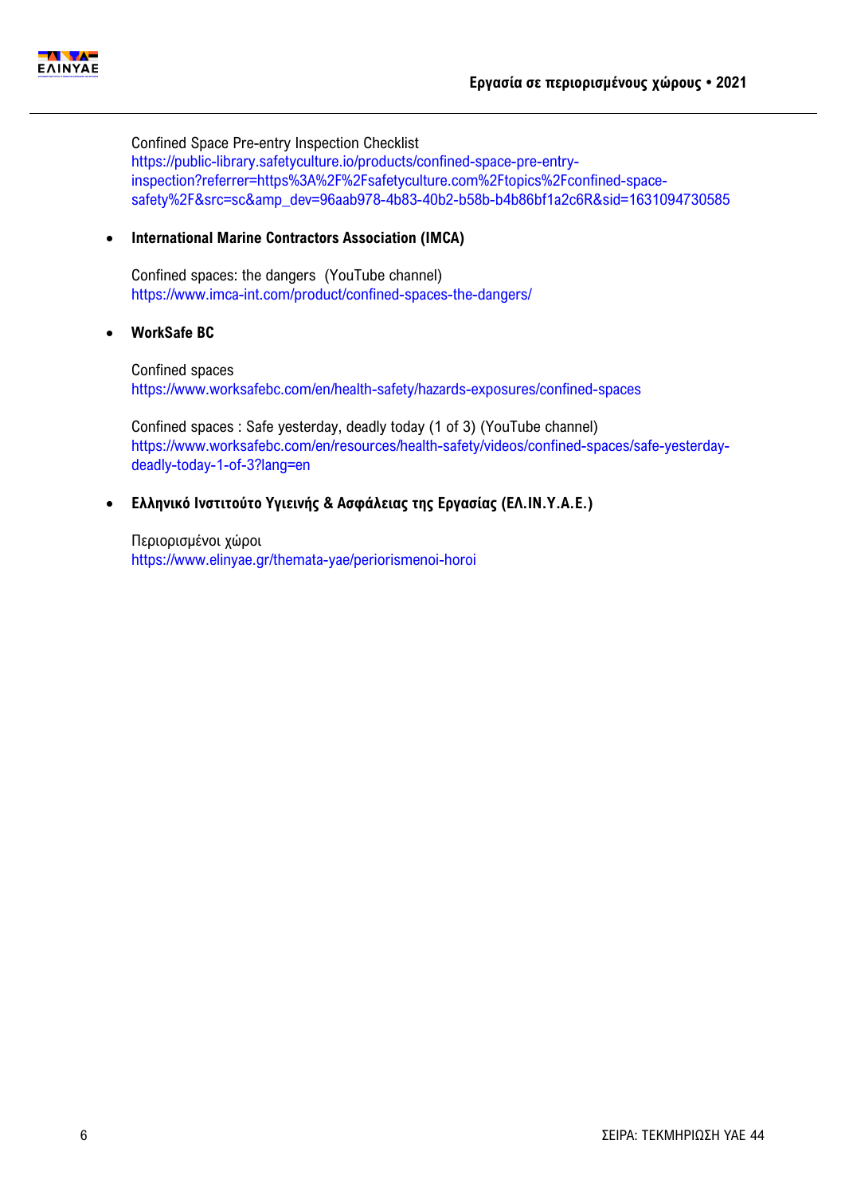Confined Space Pre-entry Inspection Checklist
https://public-library.safetyculture.io/products/confined-space-pre-entry-inspection?referrer=https%3A%2F%2Fsafetyculture.com%2Ftopics%2Fconfined-space-safety%2F&src=sc&amp_dev=96aab978-4b83-40b2-b58b-b4b86bf1a2c6R&sid=1631094730585

- **International Marine Contractors Association (IMCA)**

  Confined spaces: the dangers (YouTube channel)
  https://www.imca-int.com/product/confined-spaces-the-dangers/

- **WorkSafe BC**

  Confined spaces
  https://www.worksafebc.com/en/health-safety/hazards-exposures/confined-spaces

  Confined spaces : Safe yesterday, deadly today (1 of 3) (YouTube channel)
  https://www.worksafebc.com/en/resources/health-safety/videos/confined-spaces/safe-yesterday-deadly-today-1-of-3?lang=en

- **Ελληνικό Ινστιτούτο Υγιεινής & Ασφάλειας της Εργασίας (ΕΛ.ΙΝ.Υ.Α.Ε.)**

  Περιορισμένοι χώροι
  https://www.elinyae.gr/themata-yae/periorismenoi-horoi